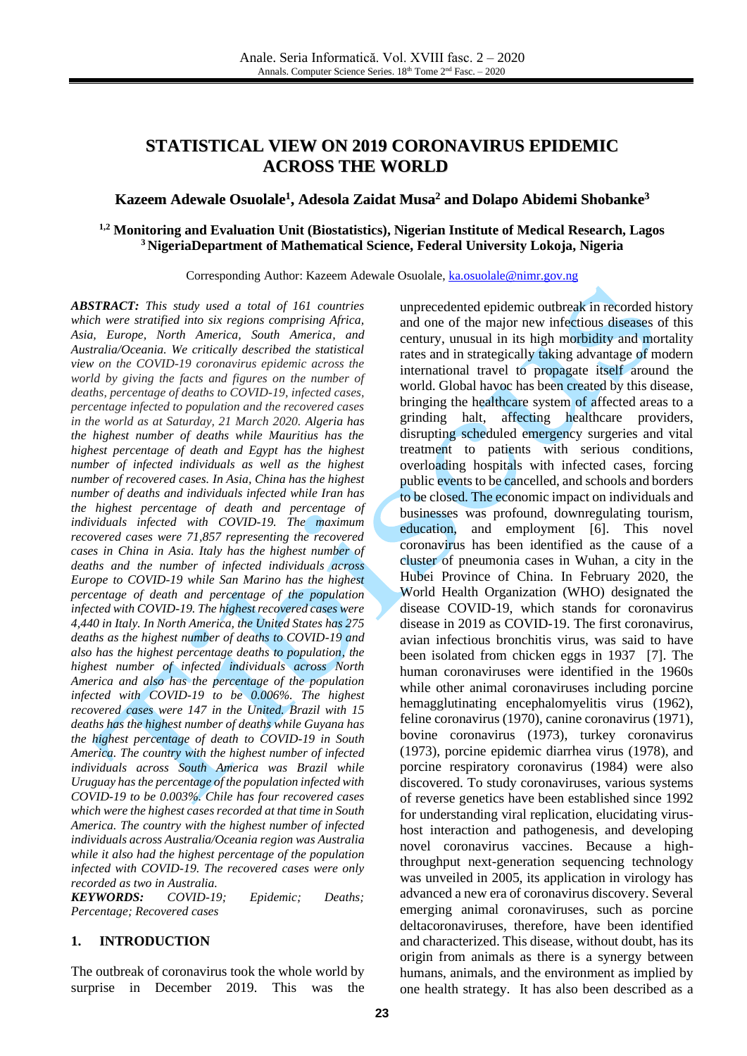# STATISTICAL VIEW ON 2019 CORONAVIRUS EPIDEMIC ACROSS THE WORLD

**Kazeem Adewale Osuolale[1], Adesola Zaidat Musa[2] and Dolapo Abidemi Shobanke[3]**

**[1,2] Monitoring and Evaluation Unit (Biostatistics), Nigerian Institute of Medical Research, Lagos**
**[3] NigeriaDepartment of Mathematical Science, Federal University Lokoja, Nigeria**

Corresponding Author: Kazeem Adewale Osuolale, ka.osuolale@nimr.gov.ng

***ABSTRACT:*** *This study used a total of 161 countries which were stratified into six regions comprising Africa, Asia, Europe, North America, South America, and Australia/Oceania. We critically described the statistical view on the COVID-19 coronavirus epidemic across the world by giving the facts and figures on the number of deaths, percentage of deaths to COVID-19, infected cases, percentage infected to population and the recovered cases in the world as at Saturday, 21 March 2020. Algeria has the highest number of deaths while Mauritius has the highest percentage of death and Egypt has the highest number of infected individuals as well as the highest number of recovered cases. In Asia, China has the highest number of deaths and individuals infected while Iran has the highest percentage of death and percentage of individuals infected with COVID-19. The maximum recovered cases were 71,857 representing the recovered cases in China in Asia. Italy has the highest number of deaths and the number of infected individuals across Europe to COVID-19 while San Marino has the highest percentage of death and percentage of the population infected with COVID-19. The highest recovered cases were 4,440 in Italy. In North America, the United States has 275 deaths as the highest number of deaths to COVID-19 and also has the highest percentage deaths to population, the highest number of infected individuals across North America and also has the percentage of the population infected with COVID-19 to be 0.006%. The highest recovered cases were 147 in the United. Brazil with 15 deaths has the highest number of deaths while Guyana has the highest percentage of death to COVID-19 in South America. The country with the highest number of infected individuals across South America was Brazil while Uruguay has the percentage of the population infected with COVID-19 to be 0.003%. Chile has four recovered cases which were the highest cases recorded at that time in South America. The country with the highest number of infected individuals across Australia/Oceania region was Australia while it also had the highest percentage of the population infected with COVID-19. The recovered cases were only recorded as two in Australia.*

***KEYWORDS:*** *COVID-19; Epidemic; Deaths; Percentage; Recovered cases*

## 1. INTRODUCTION

The outbreak of coronavirus took the whole world by surprise in December 2019. This was the unprecedented epidemic outbreak in recorded history and one of the major new infectious diseases of this century, unusual in its high morbidity and mortality rates and in strategically taking advantage of modern international travel to propagate itself around the world. Global havoc has been created by this disease, bringing the healthcare system of affected areas to a grinding halt, affecting healthcare providers, disrupting scheduled emergency surgeries and vital treatment to patients with serious conditions, overloading hospitals with infected cases, forcing public events to be cancelled, and schools and borders to be closed. The economic impact on individuals and businesses was profound, downregulating tourism, education, and employment [6]. This novel coronavirus has been identified as the cause of a cluster of pneumonia cases in Wuhan, a city in the Hubei Province of China. In February 2020, the World Health Organization (WHO) designated the disease COVID-19, which stands for coronavirus disease in 2019 as COVID-19. The first coronavirus, avian infectious bronchitis virus, was said to have been isolated from chicken eggs in 1937 [7]. The human coronaviruses were identified in the 1960s while other animal coronaviruses including porcine hemagglutinating encephalomyelitis virus (1962), feline coronavirus (1970), canine coronavirus (1971), bovine coronavirus (1973), turkey coronavirus (1973), porcine epidemic diarrhea virus (1978), and porcine respiratory coronavirus (1984) were also discovered. To study coronaviruses, various systems of reverse genetics have been established since 1992 for understanding viral replication, elucidating virus-host interaction and pathogenesis, and developing novel coronavirus vaccines. Because a high-throughput next-generation sequencing technology was unveiled in 2005, its application in virology has advanced a new era of coronavirus discovery. Several emerging animal coronaviruses, such as porcine deltacoronaviruses, therefore, have been identified and characterized. This disease, without doubt, has its origin from animals as there is a synergy between humans, animals, and the environment as implied by one health strategy. It has also been described as a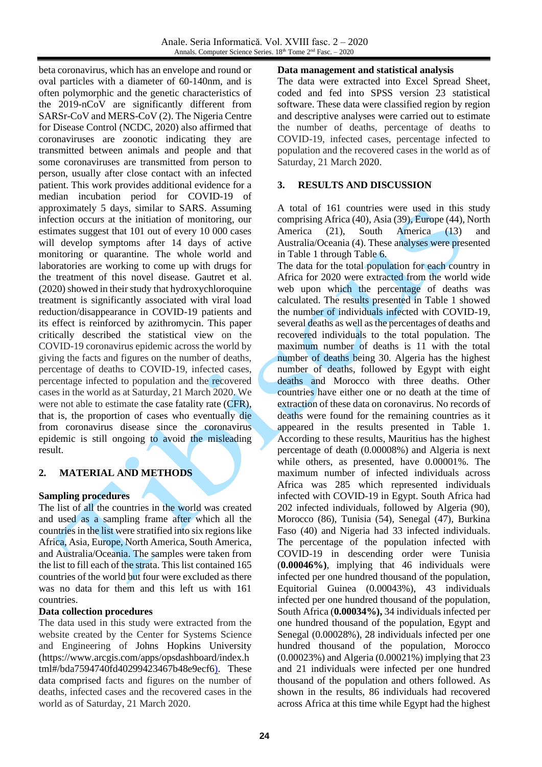beta coronavirus, which has an envelope and round or oval particles with a diameter of 60-140nm, and is often polymorphic and the genetic characteristics of the 2019-nCoV are significantly different from SARSr-CoV and MERS-CoV (2). The Nigeria Centre for Disease Control (NCDC, 2020) also affirmed that coronaviruses are zoonotic indicating they are transmitted between animals and people and that some coronaviruses are transmitted from person to person, usually after close contact with an infected patient. This work provides additional evidence for a median incubation period for COVID-19 of approximately 5 days, similar to SARS. Assuming infection occurs at the initiation of monitoring, our estimates suggest that 101 out of every 10 000 cases will develop symptoms after 14 days of active monitoring or quarantine. The whole world and laboratories are working to come up with drugs for the treatment of this novel disease. Gautret et al. (2020) showed in their study that hydroxychloroquine treatment is significantly associated with viral load reduction/disappearance in COVID-19 patients and its effect is reinforced by azithromycin. This paper critically described the statistical view on the COVID-19 coronavirus epidemic across the world by giving the facts and figures on the number of deaths, percentage of deaths to COVID-19, infected cases, percentage infected to population and the recovered cases in the world as at Saturday, 21 March 2020. We were not able to estimate the case fatality rate (CFR), that is, the proportion of cases who eventually die from coronavirus disease since the coronavirus epidemic is still ongoing to avoid the misleading result.

## 2. MATERIAL AND METHODS

### Sampling procedures

The list of all the countries in the world was created and used as a sampling frame after which all the countries in the list were stratified into six regions like Africa, Asia, Europe, North America, South America, and Australia/Oceania. The samples were taken from the list to fill each of the strata. This list contained 165 countries of the world but four were excluded as there was no data for them and this left us with 161 countries.

### Data collection procedures

The data used in this study were extracted from the website created by the Center for Systems Science and Engineering of Johns Hopkins University (https://www.arcgis.com/apps/opsdashboard/index.html#/bda7594740fd40299423467b48e9ecf6). These data comprised facts and figures on the number of deaths, infected cases and the recovered cases in the world as of Saturday, 21 March 2020.

### Data management and statistical analysis

The data were extracted into Excel Spread Sheet, coded and fed into SPSS version 23 statistical software. These data were classified region by region and descriptive analyses were carried out to estimate the number of deaths, percentage of deaths to COVID-19, infected cases, percentage infected to population and the recovered cases in the world as of Saturday, 21 March 2020.

## 3. RESULTS AND DISCUSSION

A total of 161 countries were used in this study comprising Africa (40), Asia (39), Europe (44), North America (21), South America (13) and Australia/Oceania (4). These analyses were presented in Table 1 through Table 6.

The data for the total population for each country in Africa for 2020 were extracted from the world wide web upon which the percentage of deaths was calculated. The results presented in Table 1 showed the number of individuals infected with COVID-19, several deaths as well as the percentages of deaths and recovered individuals to the total population. The maximum number of deaths is 11 with the total number of deaths being 30. Algeria has the highest number of deaths, followed by Egypt with eight deaths and Morocco with three deaths. Other countries have either one or no death at the time of extraction of these data on coronavirus. No records of deaths were found for the remaining countries as it appeared in the results presented in Table 1. According to these results, Mauritius has the highest percentage of death (0.00008%) and Algeria is next while others, as presented, have 0.00001%. The maximum number of infected individuals across Africa was 285 which represented individuals infected with COVID-19 in Egypt. South Africa had 202 infected individuals, followed by Algeria (90), Morocco (86), Tunisia (54), Senegal (47), Burkina Faso (40) and Nigeria had 33 infected individuals. The percentage of the population infected with COVID-19 in descending order were Tunisia (**0.00046%**), implying that 46 individuals were infected per one hundred thousand of the population, Equitorial Guinea (0.00043%), 43 individuals infected per one hundred thousand of the population, South Africa (**0.00034%),** 34 individuals infected per one hundred thousand of the population, Egypt and Senegal (0.00028%), 28 individuals infected per one hundred thousand of the population, Morocco (0.00023%) and Algeria (0.00021%) implying that 23 and 21 individuals were infected per one hundred thousand of the population and others followed. As shown in the results, 86 individuals had recovered across Africa at this time while Egypt had the highest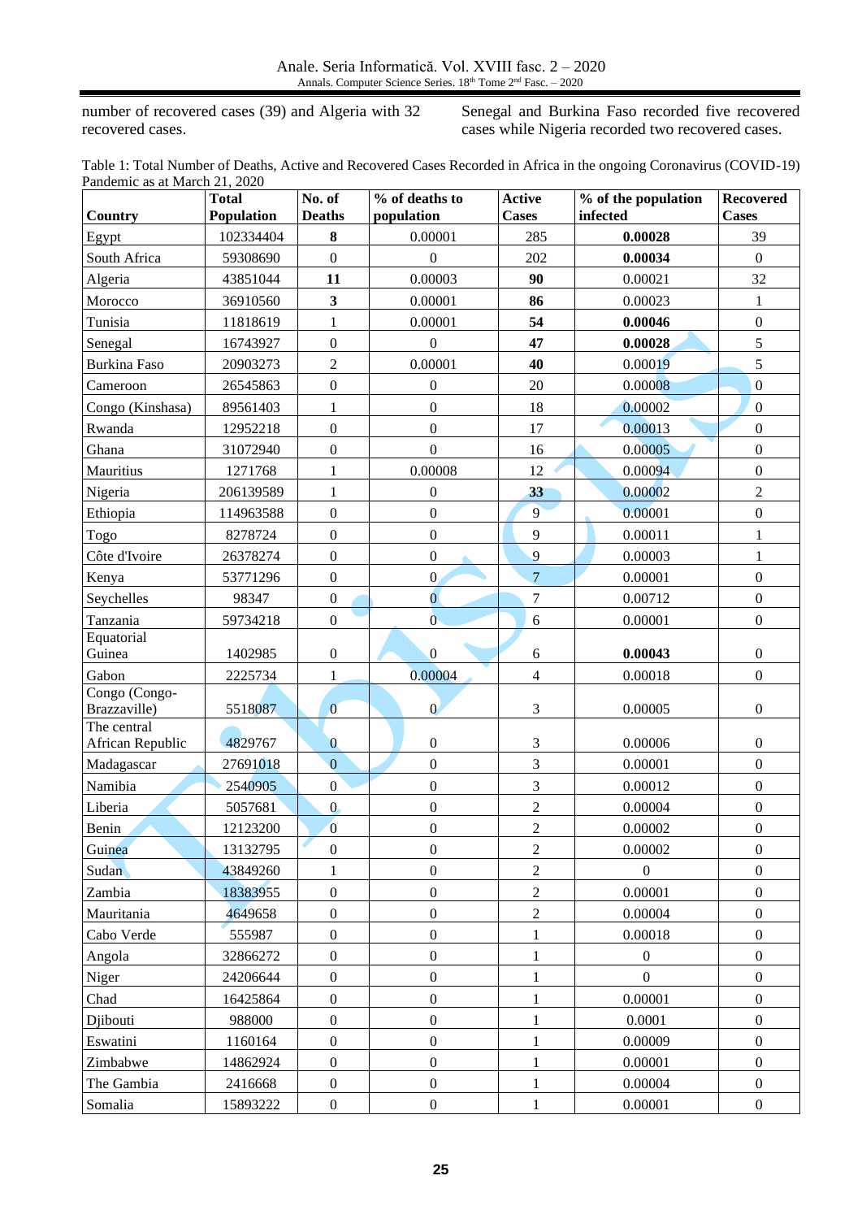number of recovered cases (39) and Algeria with 32 recovered cases. Senegal and Burkina Faso recorded five recovered cases while Nigeria recorded two recovered cases.

Table 1: Total Number of Deaths, Active and Recovered Cases Recorded in Africa in the ongoing Coronavirus (COVID-19) Pandemic as at March 21, 2020

| Country | Total Population | No. of Deaths | % of deaths to population | Active Cases | % of the population infected | Recovered Cases |
|---|---|---|---|---|---|---|
| Egypt | 102334404 | **8** | 0.00001 | 285 | **0.00028** | 39 |
| South Africa | 59308690 | 0 | 0 | 202 | **0.00034** | 0 |
| Algeria | 43851044 | **11** | 0.00003 | **90** | 0.00021 | 32 |
| Morocco | 36910560 | **3** | 0.00001 | **86** | 0.00023 | 1 |
| Tunisia | 11818619 | 1 | 0.00001 | **54** | **0.00046** | 0 |
| Senegal | 16743927 | 0 | 0 | **47** | **0.00028** | 5 |
| Burkina Faso | 20903273 | 2 | 0.00001 | **40** | 0.00019 | 5 |
| Cameroon | 26545863 | 0 | 0 | 20 | 0.00008 | 0 |
| Congo (Kinshasa) | 89561403 | 1 | 0 | 18 | 0.00002 | 0 |
| Rwanda | 12952218 | 0 | 0 | 17 | 0.00013 | 0 |
| Ghana | 31072940 | 0 | 0 | 16 | 0.00005 | 0 |
| Mauritius | 1271768 | 1 | 0.00008 | 12 | 0.00094 | 0 |
| Nigeria | 206139589 | 1 | 0 | **33** | 0.00002 | 2 |
| Ethiopia | 114963588 | 0 | 0 | 9 | 0.00001 | 0 |
| Togo | 8278724 | 0 | 0 | 9 | 0.00011 | 1 |
| Côte d'Ivoire | 26378274 | 0 | 0 | 9 | 0.00003 | 1 |
| Kenya | 53771296 | 0 | 0 | 7 | 0.00001 | 0 |
| Seychelles | 98347 | 0 | 0 | 7 | 0.00712 | 0 |
| Tanzania | 59734218 | 0 | 0 | 6 | 0.00001 | 0 |
| Equatorial Guinea | 1402985 | 0 | 0 | 6 | **0.00043** | 0 |
| Gabon | 2225734 | 1 | 0.00004 | 4 | 0.00018 | 0 |
| Congo (Congo-Brazzaville) | 5518087 | 0 | 0 | 3 | 0.00005 | 0 |
| The central African Republic | 4829767 | 0 | 0 | 3 | 0.00006 | 0 |
| Madagascar | 27691018 | 0 | 0 | 3 | 0.00001 | 0 |
| Namibia | 2540905 | 0 | 0 | 3 | 0.00012 | 0 |
| Liberia | 5057681 | 0 | 0 | 2 | 0.00004 | 0 |
| Benin | 12123200 | 0 | 0 | 2 | 0.00002 | 0 |
| Guinea | 13132795 | 0 | 0 | 2 | 0.00002 | 0 |
| Sudan | 43849260 | 1 | 0 | 2 | 0 | 0 |
| Zambia | 18383955 | 0 | 0 | 2 | 0.00001 | 0 |
| Mauritania | 4649658 | 0 | 0 | 2 | 0.00004 | 0 |
| Cabo Verde | 555987 | 0 | 0 | 1 | 0.00018 | 0 |
| Angola | 32866272 | 0 | 0 | 1 | 0 | 0 |
| Niger | 24206644 | 0 | 0 | 1 | 0 | 0 |
| Chad | 16425864 | 0 | 0 | 1 | 0.00001 | 0 |
| Djibouti | 988000 | 0 | 0 | 1 | 0.0001 | 0 |
| Eswatini | 1160164 | 0 | 0 | 1 | 0.00009 | 0 |
| Zimbabwe | 14862924 | 0 | 0 | 1 | 0.00001 | 0 |
| The Gambia | 2416668 | 0 | 0 | 1 | 0.00004 | 0 |
| Somalia | 15893222 | 0 | 0 | 1 | 0.00001 | 0 |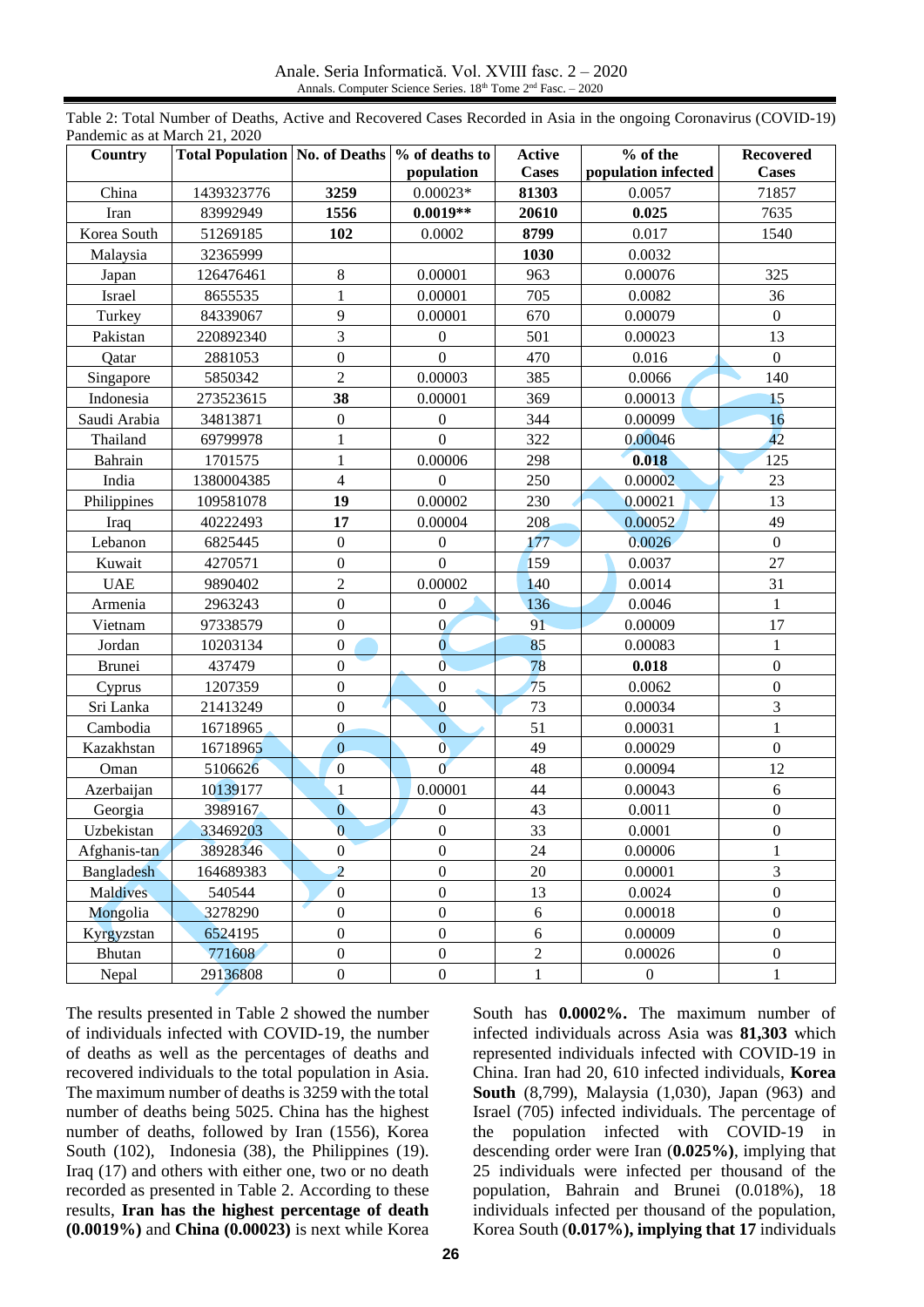Table 2: Total Number of Deaths, Active and Recovered Cases Recorded in Asia in the ongoing Coronavirus (COVID-19) Pandemic as at March 21, 2020

| Country | Total Population | No. of Deaths | % of deaths to population | Active Cases | % of the population infected | Recovered Cases |
|---|---|---|---|---|---|---|
| China | 1439323776 | **3259** | 0.00023* | **81303** | 0.0057 | 71857 |
| Iran | 83992949 | **1556** | **0.0019**** | **20610** | **0.025** | 7635 |
| Korea South | 51269185 | **102** | 0.0002 | **8799** | 0.017 | 1540 |
| Malaysia | 32365999 | | | **1030** | 0.0032 | |
| Japan | 126476461 | 8 | 0.00001 | 963 | 0.00076 | 325 |
| Israel | 8655535 | 1 | 0.00001 | 705 | 0.0082 | 36 |
| Turkey | 84339067 | 9 | 0.00001 | 670 | 0.00079 | 0 |
| Pakistan | 220892340 | 3 | 0 | 501 | 0.00023 | 13 |
| Qatar | 2881053 | 0 | 0 | 470 | 0.016 | 0 |
| Singapore | 5850342 | 2 | 0.00003 | 385 | 0.0066 | 140 |
| Indonesia | 273523615 | **38** | 0.00001 | 369 | 0.00013 | 15 |
| Saudi Arabia | 34813871 | 0 | 0 | 344 | 0.00099 | 16 |
| Thailand | 69799978 | 1 | 0 | 322 | 0.00046 | 42 |
| Bahrain | 1701575 | 1 | 0.00006 | 298 | **0.018** | 125 |
| India | 1380004385 | 4 | 0 | 250 | 0.00002 | 23 |
| Philippines | 109581078 | **19** | 0.00002 | 230 | 0.00021 | 13 |
| Iraq | 40222493 | **17** | 0.00004 | 208 | 0.00052 | 49 |
| Lebanon | 6825445 | 0 | 0 | 177 | 0.0026 | 0 |
| Kuwait | 4270571 | 0 | 0 | 159 | 0.0037 | 27 |
| UAE | 9890402 | 2 | 0.00002 | 140 | 0.0014 | 31 |
| Armenia | 2963243 | 0 | 0 | 136 | 0.0046 | 1 |
| Vietnam | 97338579 | 0 | 0 | 91 | 0.00009 | 17 |
| Jordan | 10203134 | 0 | 0 | 85 | 0.00083 | 1 |
| Brunei | 437479 | 0 | 0 | 78 | **0.018** | 0 |
| Cyprus | 1207359 | 0 | 0 | 75 | 0.0062 | 0 |
| Sri Lanka | 21413249 | 0 | 0 | 73 | 0.00034 | 3 |
| Cambodia | 16718965 | 0 | 0 | 51 | 0.00031 | 1 |
| Kazakhstan | 16718965 | 0 | 0 | 49 | 0.00029 | 0 |
| Oman | 5106626 | 0 | 0 | 48 | 0.00094 | 12 |
| Azerbaijan | 10139177 | 1 | 0.00001 | 44 | 0.00043 | 6 |
| Georgia | 3989167 | 0 | 0 | 43 | 0.0011 | 0 |
| Uzbekistan | 33469203 | 0 | 0 | 33 | 0.0001 | 0 |
| Afghanis-tan | 38928346 | 0 | 0 | 24 | 0.00006 | 1 |
| Bangladesh | 164689383 | 2 | 0 | 20 | 0.00001 | 3 |
| Maldives | 540544 | 0 | 0 | 13 | 0.0024 | 0 |
| Mongolia | 3278290 | 0 | 0 | 6 | 0.00018 | 0 |
| Kyrgyzstan | 6524195 | 0 | 0 | 6 | 0.00009 | 0 |
| Bhutan | 771608 | 0 | 0 | 2 | 0.00026 | 0 |
| Nepal | 29136808 | 0 | 0 | 1 | 0 | 1 |

The results presented in Table 2 showed the number of individuals infected with COVID-19, the number of deaths as well as the percentages of deaths and recovered individuals to the total population in Asia. The maximum number of deaths is 3259 with the total number of deaths being 5025. China has the highest number of deaths, followed by Iran (1556), Korea South (102), Indonesia (38), the Philippines (19). Iraq (17) and others with either one, two or no death recorded as presented in Table 2. According to these results, **Iran has the highest percentage of death (0.0019%)** and **China (0.00023)** is next while Korea South has **0.0002%.** The maximum number of infected individuals across Asia was **81,303** which represented individuals infected with COVID-19 in China. Iran had 20, 610 infected individuals, **Korea South** (8,799), Malaysia (1,030), Japan (963) and Israel (705) infected individuals. The percentage of the population infected with COVID-19 in descending order were Iran (**0.025%**), implying that 25 individuals were infected per thousand of the population, Bahrain and Brunei (0.018%), 18 individuals infected per thousand of the population, Korea South (**0.017%), implying that 17** individuals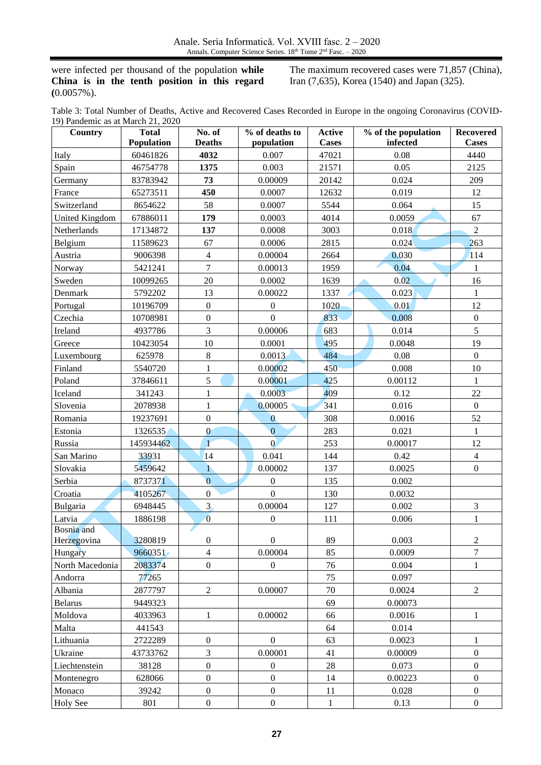were infected per thousand of the population **while China is in the tenth position in this regard (**0.0057%).

The maximum recovered cases were 71,857 (China), Iran (7,635), Korea (1540) and Japan (325).

Table 3: Total Number of Deaths, Active and Recovered Cases Recorded in Europe in the ongoing Coronavirus (COVID-19) Pandemic as at March 21, 2020

| Country | Total Population | No. of Deaths | % of deaths to population | Active Cases | % of the population infected | Recovered Cases |
|---|---|---|---|---|---|---|
| Italy | 60461826 | **4032** | 0.007 | 47021 | 0.08 | 4440 |
| Spain | 46754778 | **1375** | 0.003 | 21571 | 0.05 | 2125 |
| Germany | 83783942 | **73** | 0.00009 | 20142 | 0.024 | 209 |
| France | 65273511 | **450** | 0.0007 | 12632 | 0.019 | 12 |
| Switzerland | 8654622 | 58 | 0.0007 | 5544 | 0.064 | 15 |
| United Kingdom | 67886011 | **179** | 0.0003 | 4014 | 0.0059 | 67 |
| Netherlands | 17134872 | **137** | 0.0008 | 3003 | 0.018 | 2 |
| Belgium | 11589623 | 67 | 0.0006 | 2815 | 0.024 | 263 |
| Austria | 9006398 | 4 | 0.00004 | 2664 | 0.030 | 114 |
| Norway | 5421241 | 7 | 0.00013 | 1959 | 0.04 | 1 |
| Sweden | 10099265 | 20 | 0.0002 | 1639 | 0.02 | 16 |
| Denmark | 5792202 | 13 | 0.00022 | 1337 | 0.023 | 1 |
| Portugal | 10196709 | 0 | 0 | 1020 | 0.01 | 12 |
| Czechia | 10708981 | 0 | 0 | 833 | 0.008 | 0 |
| Ireland | 4937786 | 3 | 0.00006 | 683 | 0.014 | 5 |
| Greece | 10423054 | 10 | 0.0001 | 495 | 0.0048 | 19 |
| Luxembourg | 625978 | 8 | 0.0013 | 484 | 0.08 | 0 |
| Finland | 5540720 | 1 | 0.00002 | 450 | 0.008 | 10 |
| Poland | 37846611 | 5 | 0.00001 | 425 | 0.00112 | 1 |
| Iceland | 341243 | 1 | 0.0003 | 409 | 0.12 | 22 |
| Slovenia | 2078938 | 1 | 0.00005 | 341 | 0.016 | 0 |
| Romania | 19237691 | 0 | 0 | 308 | 0.0016 | 52 |
| Estonia | 1326535 | 0 | 0 | 283 | 0.021 | 1 |
| Russia | 145934462 | 1 | 0 | 253 | 0.00017 | 12 |
| San Marino | 33931 | 14 | 0.041 | 144 | 0.42 | 4 |
| Slovakia | 5459642 | 1 | 0.00002 | 137 | 0.0025 | 0 |
| Serbia | 8737371 | 0 | 0 | 135 | 0.002 | |
| Croatia | 4105267 | 0 | 0 | 130 | 0.0032 | |
| Bulgaria | 6948445 | 3 | 0.00004 | 127 | 0.002 | 3 |
| Latvia | 1886198 | 0 | 0 | 111 | 0.006 | 1 |
| Bosnia and Herzegovina | 3280819 | 0 | 0 | 89 | 0.003 | 2 |
| Hungary | 9660351 | 4 | 0.00004 | 85 | 0.0009 | 7 |
| North Macedonia | 2083374 | 0 | 0 | 76 | 0.004 | 1 |
| Andorra | 77265 | | | 75 | 0.097 | |
| Albania | 2877797 | 2 | 0.00007 | 70 | 0.0024 | 2 |
| Belarus | 9449323 | | | 69 | 0.00073 | |
| Moldova | 4033963 | 1 | 0.00002 | 66 | 0.0016 | 1 |
| Malta | 441543 | | | 64 | 0.014 | |
| Lithuania | 2722289 | 0 | 0 | 63 | 0.0023 | 1 |
| Ukraine | 43733762 | 3 | 0.00001 | 41 | 0.00009 | 0 |
| Liechtenstein | 38128 | 0 | 0 | 28 | 0.073 | 0 |
| Montenegro | 628066 | 0 | 0 | 14 | 0.00223 | 0 |
| Monaco | 39242 | 0 | 0 | 11 | 0.028 | 0 |
| Holy See | 801 | 0 | 0 | 1 | 0.13 | 0 |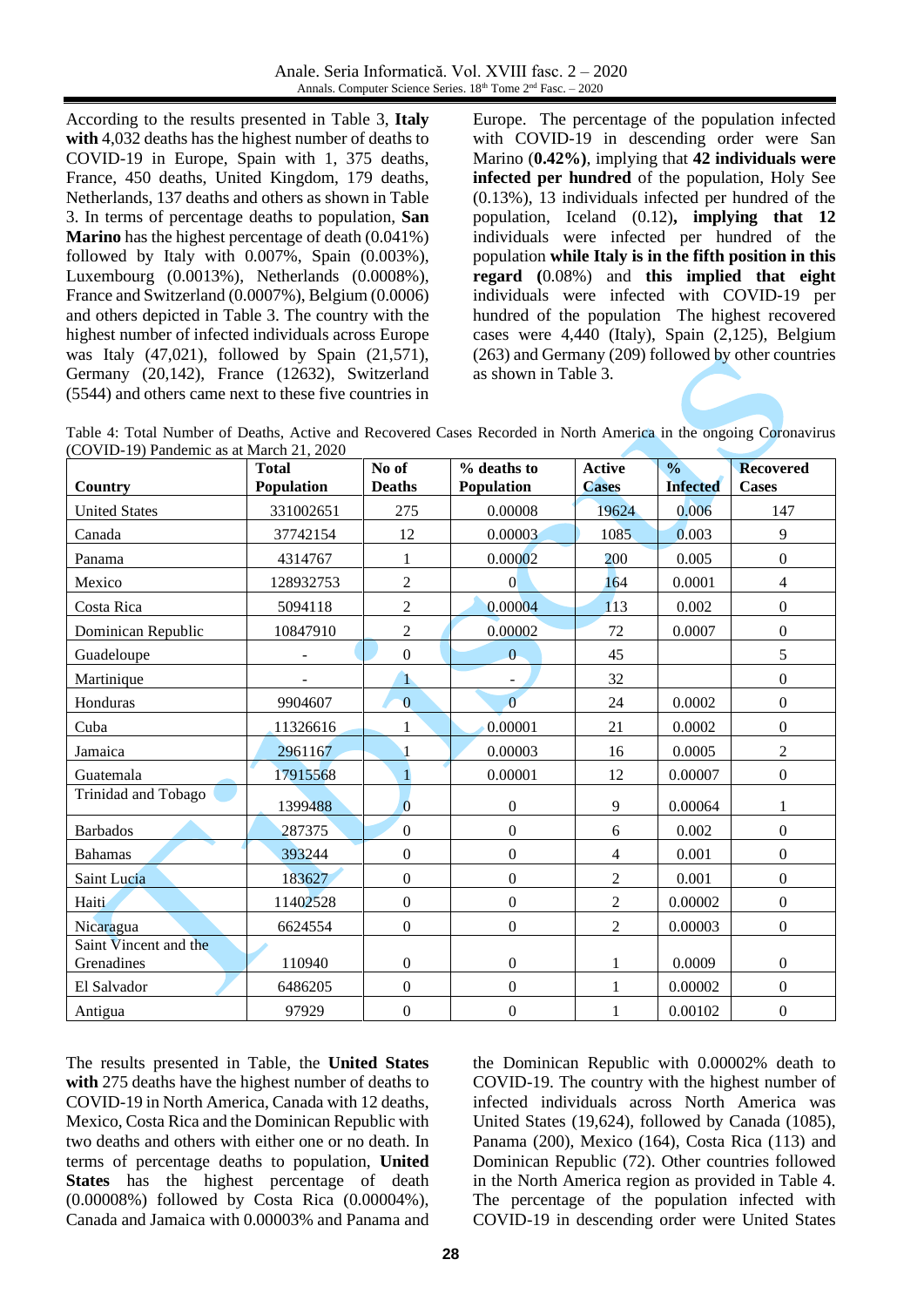According to the results presented in Table 3, **Italy with** 4,032 deaths has the highest number of deaths to COVID-19 in Europe, Spain with 1, 375 deaths, France, 450 deaths, United Kingdom, 179 deaths, Netherlands, 137 deaths and others as shown in Table 3. In terms of percentage deaths to population, **San Marino** has the highest percentage of death (0.041%) followed by Italy with 0.007%, Spain (0.003%), Luxembourg (0.0013%), Netherlands (0.0008%), France and Switzerland (0.0007%), Belgium (0.0006) and others depicted in Table 3. The country with the highest number of infected individuals across Europe was Italy (47,021), followed by Spain (21,571), Germany (20,142), France (12632), Switzerland (5544) and others came next to these five countries in Europe. The percentage of the population infected with COVID-19 in descending order were San Marino (**0.42%)**, implying that **42 individuals were infected per hundred** of the population, Holy See (0.13%), 13 individuals infected per hundred of the population, Iceland (0.12)**, implying that 12** individuals were infected per hundred of the population **while Italy is in the fifth position in this regard (**0.08%) and **this implied that eight** individuals were infected with COVID-19 per hundred of the population The highest recovered cases were 4,440 (Italy), Spain (2,125), Belgium (263) and Germany (209) followed by other countries as shown in Table 3.

Table 4: Total Number of Deaths, Active and Recovered Cases Recorded in North America in the ongoing Coronavirus (COVID-19) Pandemic as at March 21, 2020

| Country | Total Population | No of Deaths | % deaths to Population | Active Cases | % Infected | Recovered Cases |
|---|---|---|---|---|---|---|
| United States | 331002651 | 275 | 0.00008 | 19624 | 0.006 | 147 |
| Canada | 37742154 | 12 | 0.00003 | 1085 | 0.003 | 9 |
| Panama | 4314767 | 1 | 0.00002 | 200 | 0.005 | 0 |
| Mexico | 128932753 | 2 | 0 | 164 | 0.0001 | 4 |
| Costa Rica | 5094118 | 2 | 0.00004 | 113 | 0.002 | 0 |
| Dominican Republic | 10847910 | 2 | 0.00002 | 72 | 0.0007 | 0 |
| Guadeloupe | - | 0 | 0 | 45 | | 5 |
| Martinique | - | 1 | - | 32 | | 0 |
| Honduras | 9904607 | 0 | 0 | 24 | 0.0002 | 0 |
| Cuba | 11326616 | 1 | 0.00001 | 21 | 0.0002 | 0 |
| Jamaica | 2961167 | 1 | 0.00003 | 16 | 0.0005 | 2 |
| Guatemala | 17915568 | 1 | 0.00001 | 12 | 0.00007 | 0 |
| Trinidad and Tobago | 1399488 | 0 | 0 | 9 | 0.00064 | 1 |
| Barbados | 287375 | 0 | 0 | 6 | 0.002 | 0 |
| Bahamas | 393244 | 0 | 0 | 4 | 0.001 | 0 |
| Saint Lucia | 183627 | 0 | 0 | 2 | 0.001 | 0 |
| Haiti | 11402528 | 0 | 0 | 2 | 0.00002 | 0 |
| Nicaragua | 6624554 | 0 | 0 | 2 | 0.00003 | 0 |
| Saint Vincent and the Grenadines | 110940 | 0 | 0 | 1 | 0.0009 | 0 |
| El Salvador | 6486205 | 0 | 0 | 1 | 0.00002 | 0 |
| Antigua | 97929 | 0 | 0 | 1 | 0.00102 | 0 |

The results presented in Table, the **United States with** 275 deaths have the highest number of deaths to COVID-19 in North America, Canada with 12 deaths, Mexico, Costa Rica and the Dominican Republic with two deaths and others with either one or no death. In terms of percentage deaths to population, **United States** has the highest percentage of death (0.00008%) followed by Costa Rica (0.00004%), Canada and Jamaica with 0.00003% and Panama and the Dominican Republic with 0.00002% death to COVID-19. The country with the highest number of infected individuals across North America was United States (19,624), followed by Canada (1085), Panama (200), Mexico (164), Costa Rica (113) and Dominican Republic (72). Other countries followed in the North America region as provided in Table 4. The percentage of the population infected with COVID-19 in descending order were United States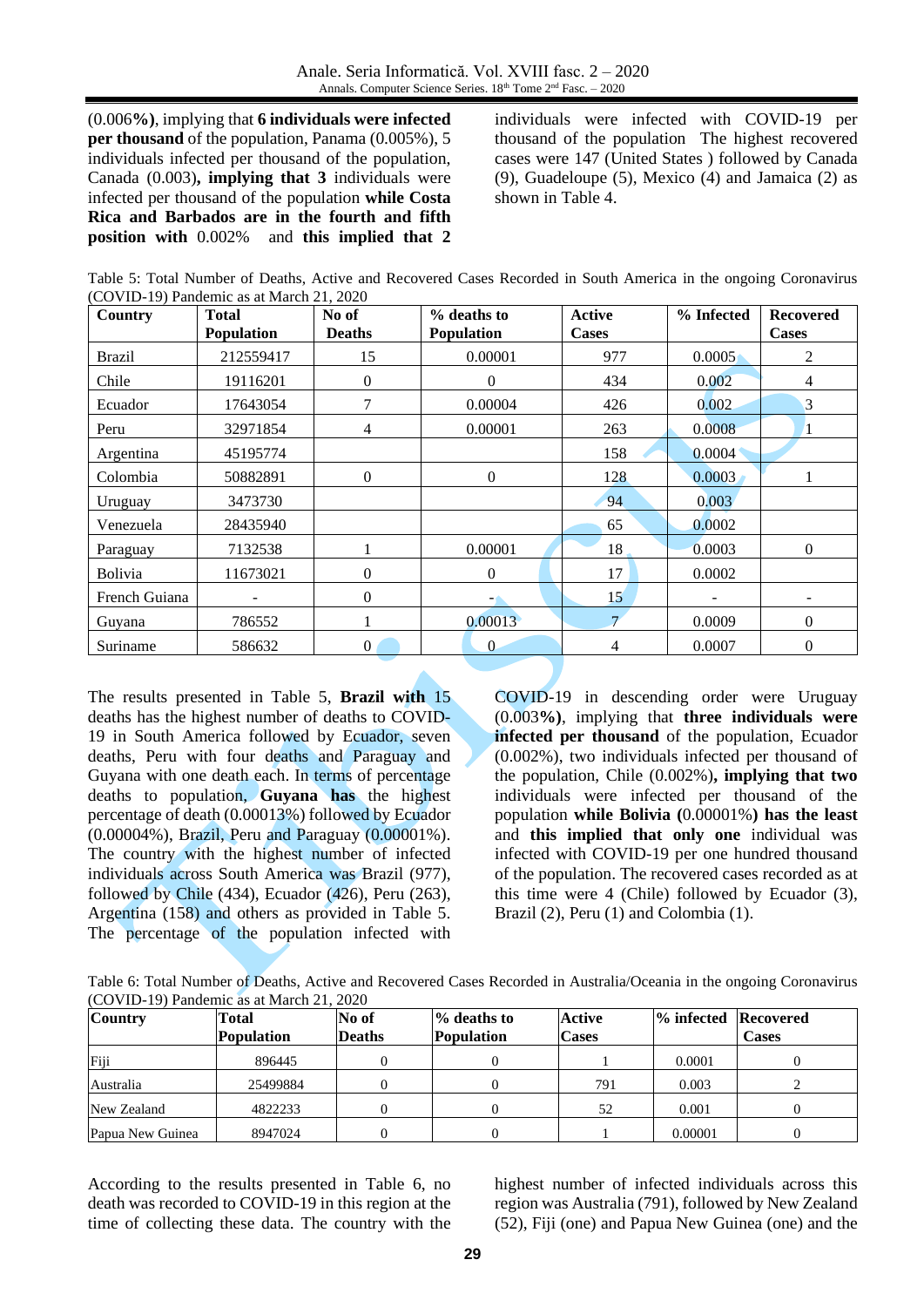(0.006**%)**, implying that **6 individuals were infected per thousand** of the population, Panama (0.005%), 5 individuals infected per thousand of the population, Canada (0.003)**, implying that 3** individuals were infected per thousand of the population **while Costa Rica and Barbados are in the fourth and fifth position with** 0.002% and **this implied that 2** individuals were infected with COVID-19 per thousand of the population The highest recovered cases were 147 (United States ) followed by Canada (9), Guadeloupe (5), Mexico (4) and Jamaica (2) as shown in Table 4.

Table 5: Total Number of Deaths, Active and Recovered Cases Recorded in South America in the ongoing Coronavirus (COVID-19) Pandemic as at March 21, 2020

| Country | Total Population | No of Deaths | % deaths to Population | Active Cases | % Infected | Recovered Cases |
|---|---|---|---|---|---|---|
| Brazil | 212559417 | 15 | 0.00001 | 977 | 0.0005 | 2 |
| Chile | 19116201 | 0 | 0 | 434 | 0.002 | 4 |
| Ecuador | 17643054 | 7 | 0.00004 | 426 | 0.002 | 3 |
| Peru | 32971854 | 4 | 0.00001 | 263 | 0.0008 | 1 |
| Argentina | 45195774 | | | 158 | 0.0004 | |
| Colombia | 50882891 | 0 | 0 | 128 | 0.0003 | 1 |
| Uruguay | 3473730 | | | 94 | 0.003 | |
| Venezuela | 28435940 | | | 65 | 0.0002 | |
| Paraguay | 7132538 | 1 | 0.00001 | 18 | 0.0003 | 0 |
| Bolivia | 11673021 | 0 | 0 | 17 | 0.0002 | |
| French Guiana | - | 0 | - | 15 | - | - |
| Guyana | 786552 | 1 | 0.00013 | 7 | 0.0009 | 0 |
| Suriname | 586632 | 0 | 0 | 4 | 0.0007 | 0 |

The results presented in Table 5, **Brazil with** 15 deaths has the highest number of deaths to COVID-19 in South America followed by Ecuador, seven deaths, Peru with four deaths and Paraguay and Guyana with one death each. In terms of percentage deaths to population, **Guyana has** the highest percentage of death (0.00013%) followed by Ecuador (0.00004%), Brazil, Peru and Paraguay (0.00001%). The country with the highest number of infected individuals across South America was Brazil (977), followed by Chile (434), Ecuador (426), Peru (263), Argentina (158) and others as provided in Table 5. The percentage of the population infected with COVID-19 in descending order were Uruguay (0.003**%)**, implying that **three individuals were infected per thousand** of the population, Ecuador (0.002%), two individuals infected per thousand of the population, Chile (0.002%)**, implying that two** individuals were infected per thousand of the population **while Bolivia (**0.00001%**) has the least** and **this implied that only one** individual was infected with COVID-19 per one hundred thousand of the population. The recovered cases recorded as at this time were 4 (Chile) followed by Ecuador (3), Brazil (2), Peru (1) and Colombia (1).

Table 6: Total Number of Deaths, Active and Recovered Cases Recorded in Australia/Oceania in the ongoing Coronavirus (COVID-19) Pandemic as at March 21, 2020

| Country | Total Population | No of Deaths | % deaths to Population | Active Cases | % infected | Recovered Cases |
|---|---|---|---|---|---|---|
| Fiji | 896445 | 0 | 0 | 1 | 0.0001 | 0 |
| Australia | 25499884 | 0 | 0 | 791 | 0.003 | 2 |
| New Zealand | 4822233 | 0 | 0 | 52 | 0.001 | 0 |
| Papua New Guinea | 8947024 | 0 | 0 | 1 | 0.00001 | 0 |

According to the results presented in Table 6, no death was recorded to COVID-19 in this region at the time of collecting these data. The country with the highest number of infected individuals across this region was Australia (791), followed by New Zealand (52), Fiji (one) and Papua New Guinea (one) and the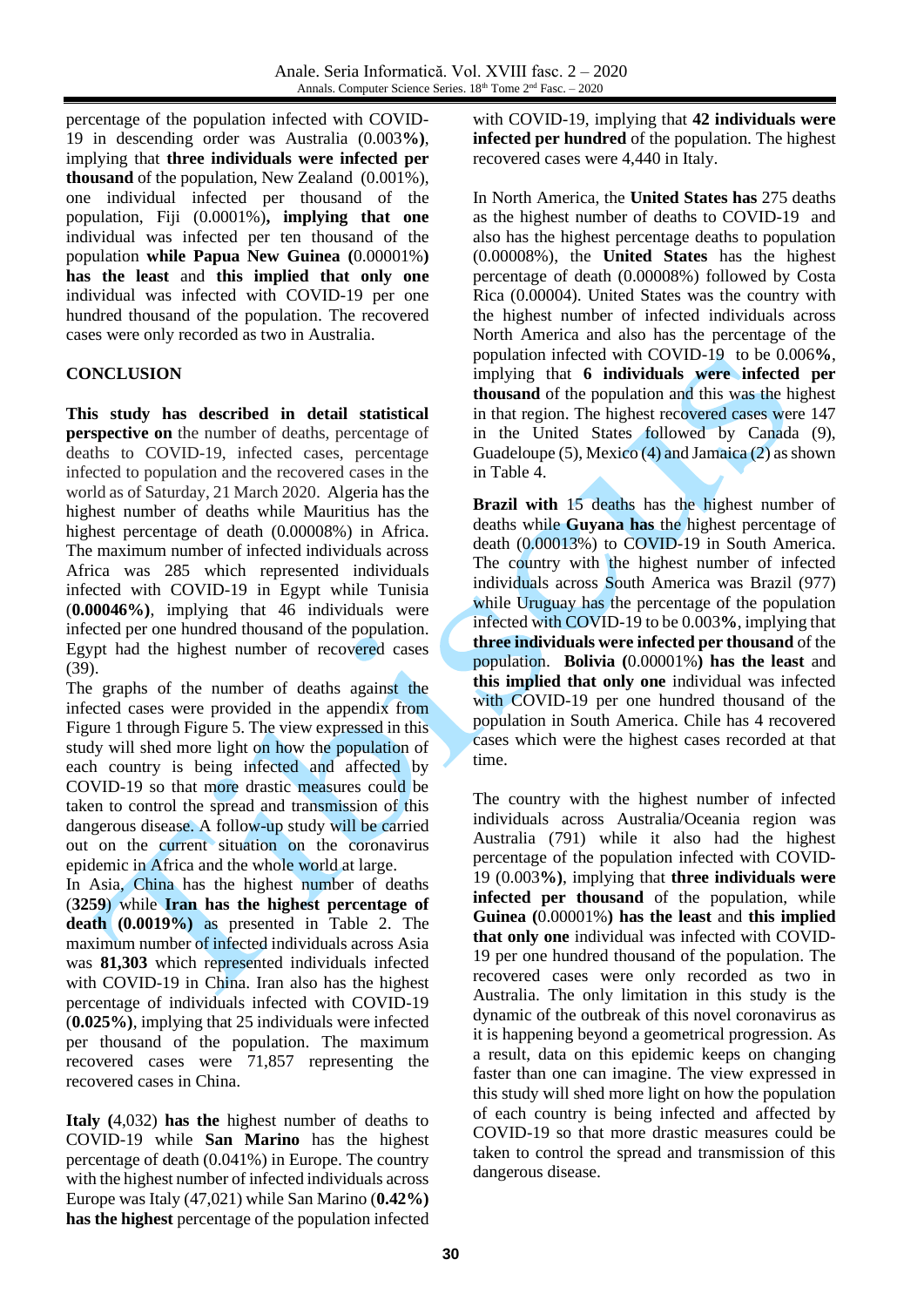percentage of the population infected with COVID-19 in descending order was Australia (0.003**%)**, implying that **three individuals were infected per thousand** of the population, New Zealand (0.001%), one individual infected per thousand of the population, Fiji (0.0001%)**, implying that one** individual was infected per ten thousand of the population **while Papua New Guinea (**0.00001%**) has the least** and **this implied that only one** individual was infected with COVID-19 per one hundred thousand of the population. The recovered cases were only recorded as two in Australia.

## CONCLUSION

**This study has described in detail statistical perspective on** the number of deaths, percentage of deaths to COVID-19, infected cases, percentage infected to population and the recovered cases in the world as of Saturday, 21 March 2020. Algeria has the highest number of deaths while Mauritius has the highest percentage of death (0.00008%) in Africa. The maximum number of infected individuals across Africa was 285 which represented individuals infected with COVID-19 in Egypt while Tunisia (**0.00046%)**, implying that 46 individuals were infected per one hundred thousand of the population. Egypt had the highest number of recovered cases (39).

The graphs of the number of deaths against the infected cases were provided in the appendix from Figure 1 through Figure 5. The view expressed in this study will shed more light on how the population of each country is being infected and affected by COVID-19 so that more drastic measures could be taken to control the spread and transmission of this dangerous disease. A follow-up study will be carried out on the current situation on the coronavirus epidemic in Africa and the whole world at large.

In Asia, China has the highest number of deaths (**3259**) while **Iran has the highest percentage of death (0.0019%)** as presented in Table 2. The maximum number of infected individuals across Asia was **81,303** which represented individuals infected with COVID-19 in China. Iran also has the highest percentage of individuals infected with COVID-19 (**0.025%)**, implying that 25 individuals were infected per thousand of the population. The maximum recovered cases were 71,857 representing the recovered cases in China.

**Italy (**4,032) **has the** highest number of deaths to COVID-19 while **San Marino** has the highest percentage of death (0.041%) in Europe. The country with the highest number of infected individuals across Europe was Italy (47,021) while San Marino (**0.42%) has the highest** percentage of the population infected with COVID-19, implying that **42 individuals were infected per hundred** of the population. The highest recovered cases were 4,440 in Italy.

In North America, the **United States has** 275 deaths as the highest number of deaths to COVID-19 and also has the highest percentage deaths to population (0.00008%), the **United States** has the highest percentage of death (0.00008%) followed by Costa Rica (0.00004). United States was the country with the highest number of infected individuals across North America and also has the percentage of the population infected with COVID-19 to be 0.006**%**, implying that **6 individuals were infected per thousand** of the population and this was the highest in that region. The highest recovered cases were 147 in the United States followed by Canada (9), Guadeloupe (5), Mexico (4) and Jamaica (2) as shown in Table 4.

**Brazil with** 15 deaths has the highest number of deaths while **Guyana has** the highest percentage of death (0.00013%) to COVID-19 in South America. The country with the highest number of infected individuals across South America was Brazil (977) while Uruguay has the percentage of the population infected with COVID-19 to be 0.003**%**, implying that **three individuals were infected per thousand** of the population. **Bolivia (**0.00001%**) has the least** and **this implied that only one** individual was infected with COVID-19 per one hundred thousand of the population in South America. Chile has 4 recovered cases which were the highest cases recorded at that time.

The country with the highest number of infected individuals across Australia/Oceania region was Australia (791) while it also had the highest percentage of the population infected with COVID-19 (0.003**%)**, implying that **three individuals were infected per thousand** of the population, while **Guinea (**0.00001%**) has the least** and **this implied that only one** individual was infected with COVID-19 per one hundred thousand of the population. The recovered cases were only recorded as two in Australia. The only limitation in this study is the dynamic of the outbreak of this novel coronavirus as it is happening beyond a geometrical progression. As a result, data on this epidemic keeps on changing faster than one can imagine. The view expressed in this study will shed more light on how the population of each country is being infected and affected by COVID-19 so that more drastic measures could be taken to control the spread and transmission of this dangerous disease.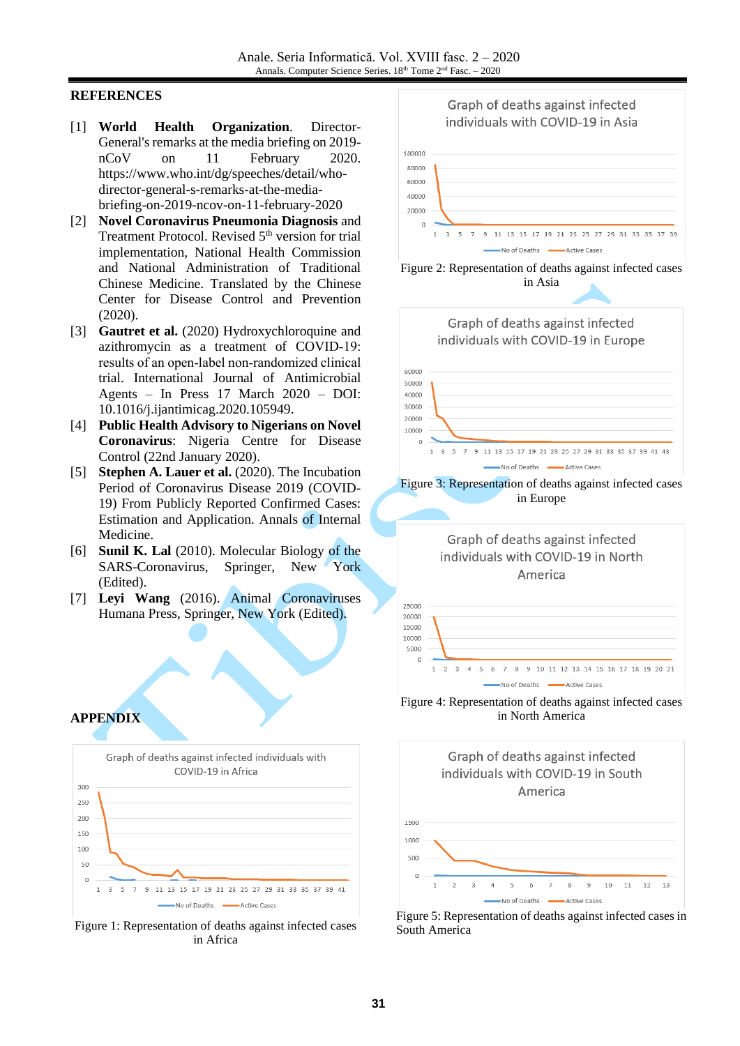## REFERENCES

[1] **World Health Organization**. Director-General's remarks at the media briefing on 2019-nCoV on 11 February 2020. https://www.who.int/dg/speeches/detail/who-director-general-s-remarks-at-the-media-briefing-on-2019-ncov-on-11-february-2020

[2] **Novel Coronavirus Pneumonia Diagnosis** and Treatment Protocol. Revised 5th version for trial implementation, National Health Commission and National Administration of Traditional Chinese Medicine. Translated by the Chinese Center for Disease Control and Prevention (2020).

[3] **Gautret et al.** (2020) Hydroxychloroquine and azithromycin as a treatment of COVID-19: results of an open-label non-randomized clinical trial. International Journal of Antimicrobial Agents – In Press 17 March 2020 – DOI: 10.1016/j.ijantimicag.2020.105949.

[4] **Public Health Advisory to Nigerians on Novel Coronavirus**: Nigeria Centre for Disease Control (22nd January 2020).

[5] **Stephen A. Lauer et al.** (2020). The Incubation Period of Coronavirus Disease 2019 (COVID-19) From Publicly Reported Confirmed Cases: Estimation and Application. Annals of Internal Medicine.

[6] **Sunil K. Lal** (2010). Molecular Biology of the SARS-Coronavirus, Springer, New York (Edited).

[7] **Leyi Wang** (2016). Animal Coronaviruses Humana Press, Springer, New York (Edited).

## APPENDIX

Graph of deaths against infected individuals with COVID-19 in Africa

300
250
200
150
100
50
0

1 3 5 7 9 11 13 15 17 19 21 23 25 27 29 31 33 35 37 39 41

No of Deaths — Active Cases

Figure 1: Representation of deaths against infected cases in Africa

Graph of deaths against infected individuals with COVID-19 in Asia

100000
80000
60000
40000
20000
0

1 3 5 7 9 11 13 15 17 19 21 23 25 27 29 31 33 35 37 39

No of Deaths — Active Cases

Figure 2: Representation of deaths against infected cases in Asia

Graph of deaths against infected individuals with COVID-19 in Europe

60000
50000
40000
30000
20000
10000
0

1 3 5 7 9 11 13 15 17 19 21 23 25 27 29 31 33 35 37 39 41 43

No of Deaths — Active Cases

Figure 3: Representation of deaths against infected cases in Europe

Graph of deaths against infected individuals with COVID-19 in North America

25000
20000
15000
10000
5000
0

1 2 3 4 5 6 7 8 9 10 11 12 13 14 15 16 17 18 19 20 21

No of Deaths — Active Cases

Figure 4: Representation of deaths against infected cases in North America

Graph of deaths against infected individuals with COVID-19 in South America

1500
1000
500
0

1 2 3 4 5 6 7 8 9 10 11 12 13

No of Deaths — Active Cases

Figure 5: Representation of deaths against infected cases in South America